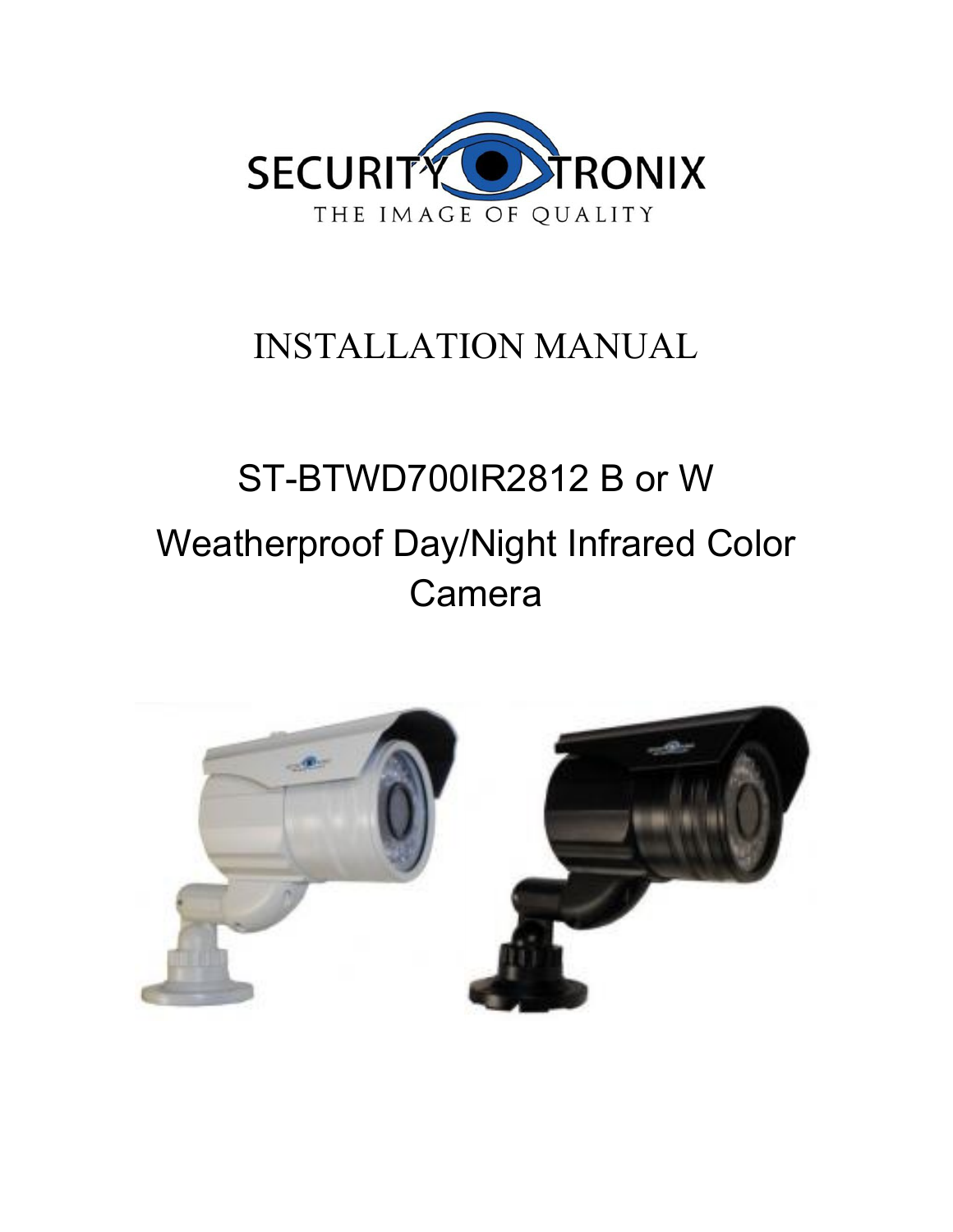SECURITY TRONIX

THE IMAGE OF QUALITY

# INSTALLATION MANUAL

## ST-BTWD700IR2812 B or W

## Weatherproof Day/Night Infrared Color Camera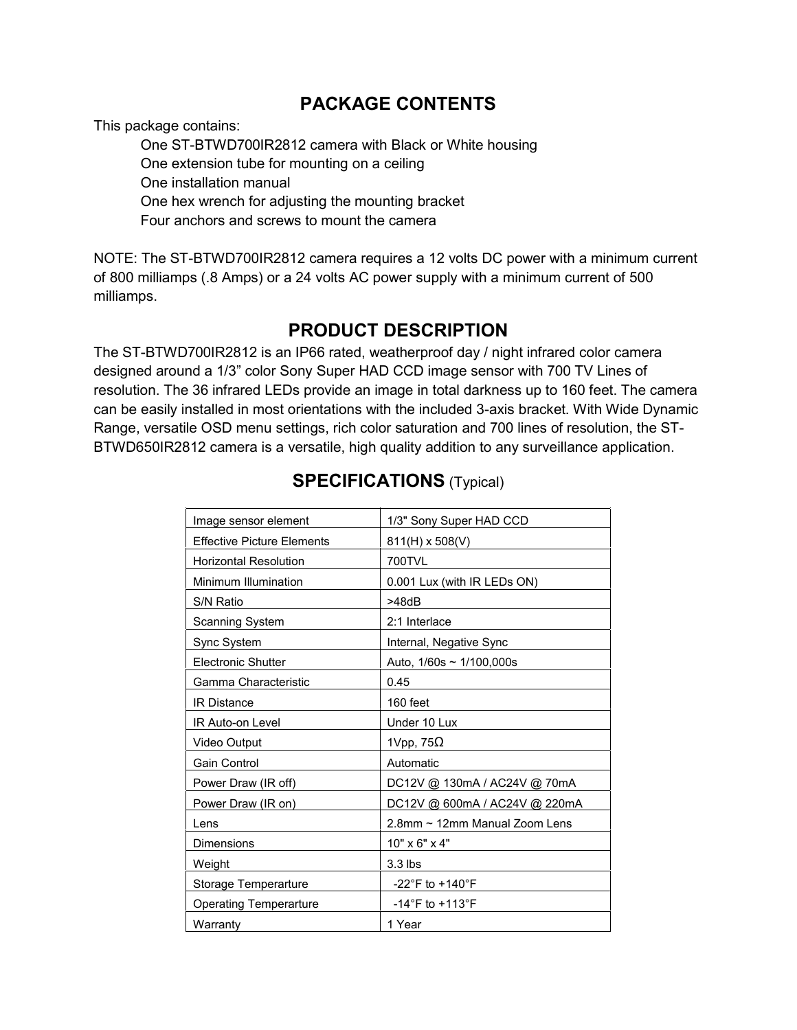## PACKAGE CONTENTS

This package contains:

One ST-BTWD700IR2812 camera with Black or White housing
One extension tube for mounting on a ceiling
One installation manual
One hex wrench for adjusting the mounting bracket
Four anchors and screws to mount the camera

NOTE: The ST-BTWD700IR2812 camera requires a 12 volts DC power with a minimum current of 800 milliamps (.8 Amps) or a 24 volts AC power supply with a minimum current of 500 milliamps.

## PRODUCT DESCRIPTION

The ST-BTWD700IR2812 is an IP66 rated, weatherproof day / night infrared color camera designed around a 1/3" color Sony Super HAD CCD image sensor with 700 TV Lines of resolution. The 36 infrared LEDs provide an image in total darkness up to 160 feet. The camera can be easily installed in most orientations with the included 3-axis bracket. With Wide Dynamic Range, versatile OSD menu settings, rich color saturation and 700 lines of resolution, the ST-BTWD650IR2812 camera is a versatile, high quality addition to any surveillance application.

## SPECIFICATIONS (Typical)

| | |
|---|---|
| Image sensor element | 1/3" Sony Super HAD CCD |
| Effective Picture Elements | 811(H) x 508(V) |
| Horizontal Resolution | 700TVL |
| Minimum Illumination | 0.001 Lux (with IR LEDs ON) |
| S/N Ratio | >48dB |
| Scanning System | 2:1 Interlace |
| Sync System | Internal, Negative Sync |
| Electronic Shutter | Auto, 1/60s ~ 1/100,000s |
| Gamma Characteristic | 0.45 |
| IR Distance | 160 feet |
| IR Auto-on Level | Under 10 Lux |
| Video Output | 1Vpp, 75Ω |
| Gain Control | Automatic |
| Power Draw (IR off) | DC12V @ 130mA / AC24V @ 70mA |
| Power Draw (IR on) | DC12V @ 600mA / AC24V @ 220mA |
| Lens | 2.8mm ~ 12mm Manual Zoom Lens |
| Dimensions | 10" x 6" x 4" |
| Weight | 3.3 lbs |
| Storage Temperarture | -22°F to +140°F |
| Operating Temperarture | -14°F to +113°F |
| Warranty | 1 Year |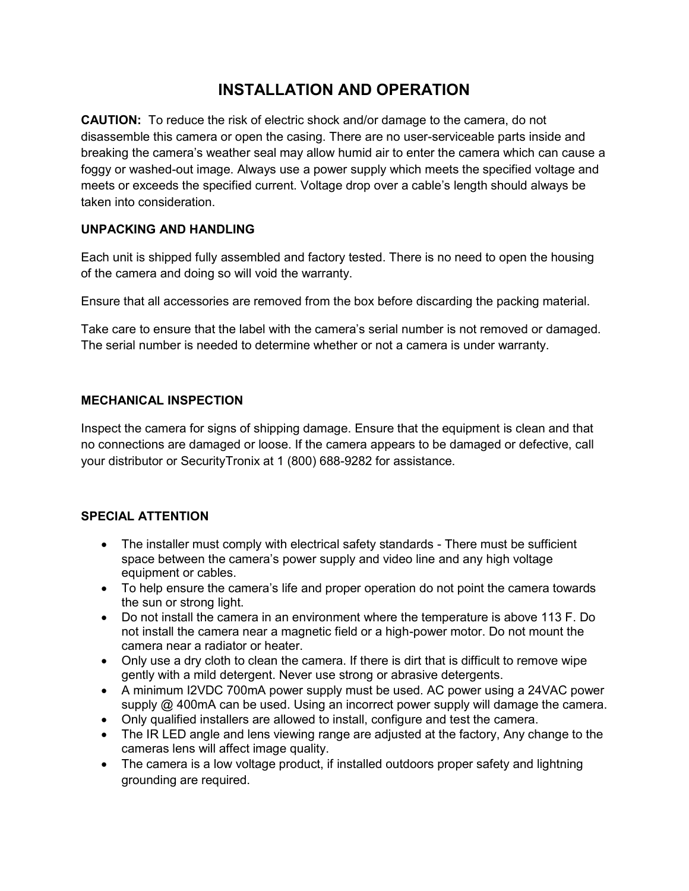# INSTALLATION AND OPERATION

**CAUTION:** To reduce the risk of electric shock and/or damage to the camera, do not disassemble this camera or open the casing. There are no user-serviceable parts inside and breaking the camera's weather seal may allow humid air to enter the camera which can cause a foggy or washed-out image. Always use a power supply which meets the specified voltage and meets or exceeds the specified current. Voltage drop over a cable's length should always be taken into consideration.

### UNPACKING AND HANDLING

Each unit is shipped fully assembled and factory tested. There is no need to open the housing of the camera and doing so will void the warranty.

Ensure that all accessories are removed from the box before discarding the packing material.

Take care to ensure that the label with the camera's serial number is not removed or damaged. The serial number is needed to determine whether or not a camera is under warranty.

### MECHANICAL INSPECTION

Inspect the camera for signs of shipping damage. Ensure that the equipment is clean and that no connections are damaged or loose. If the camera appears to be damaged or defective, call your distributor or SecurityTronix at 1 (800) 688-9282 for assistance.

### SPECIAL ATTENTION

- The installer must comply with electrical safety standards - There must be sufficient space between the camera's power supply and video line and any high voltage equipment or cables.
- To help ensure the camera's life and proper operation do not point the camera towards the sun or strong light.
- Do not install the camera in an environment where the temperature is above 113 F. Do not install the camera near a magnetic field or a high-power motor. Do not mount the camera near a radiator or heater.
- Only use a dry cloth to clean the camera. If there is dirt that is difficult to remove wipe gently with a mild detergent. Never use strong or abrasive detergents.
- A minimum I2VDC 700mA power supply must be used. AC power using a 24VAC power supply @ 400mA can be used. Using an incorrect power supply will damage the camera.
- Only qualified installers are allowed to install, configure and test the camera.
- The IR LED angle and lens viewing range are adjusted at the factory, Any change to the cameras lens will affect image quality.
- The camera is a low voltage product, if installed outdoors proper safety and lightning grounding are required.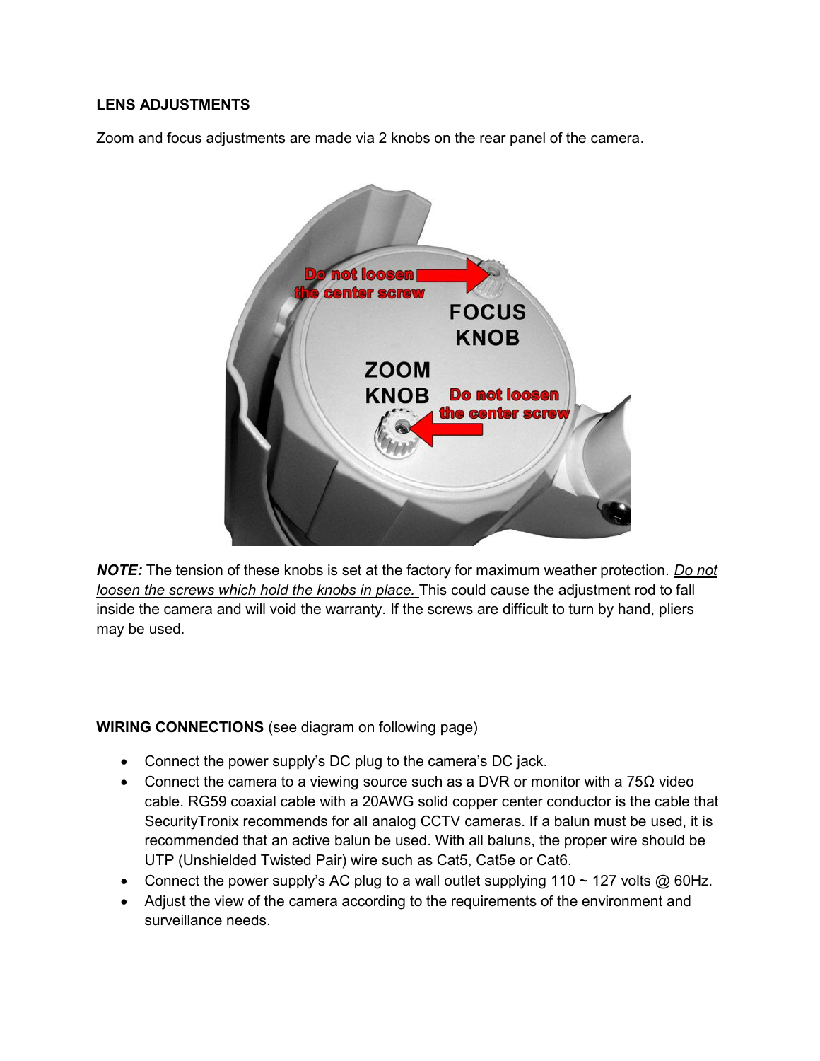**LENS ADJUSTMENTS**

Zoom and focus adjustments are made via 2 knobs on the rear panel of the camera.

***NOTE:*** The tension of these knobs is set at the factory for maximum weather protection. *Do not loosen the screws which hold the knobs in place.* This could cause the adjustment rod to fall inside the camera and will void the warranty. If the screws are difficult to turn by hand, pliers may be used.

**WIRING CONNECTIONS** (see diagram on following page)

- Connect the power supply's DC plug to the camera's DC jack.
- Connect the camera to a viewing source such as a DVR or monitor with a 75Ω video cable. RG59 coaxial cable with a 20AWG solid copper center conductor is the cable that SecurityTronix recommends for all analog CCTV cameras. If a balun must be used, it is recommended that an active balun be used. With all baluns, the proper wire should be UTP (Unshielded Twisted Pair) wire such as Cat5, Cat5e or Cat6.
- Connect the power supply's AC plug to a wall outlet supplying 110 ~ 127 volts @ 60Hz.
- Adjust the view of the camera according to the requirements of the environment and surveillance needs.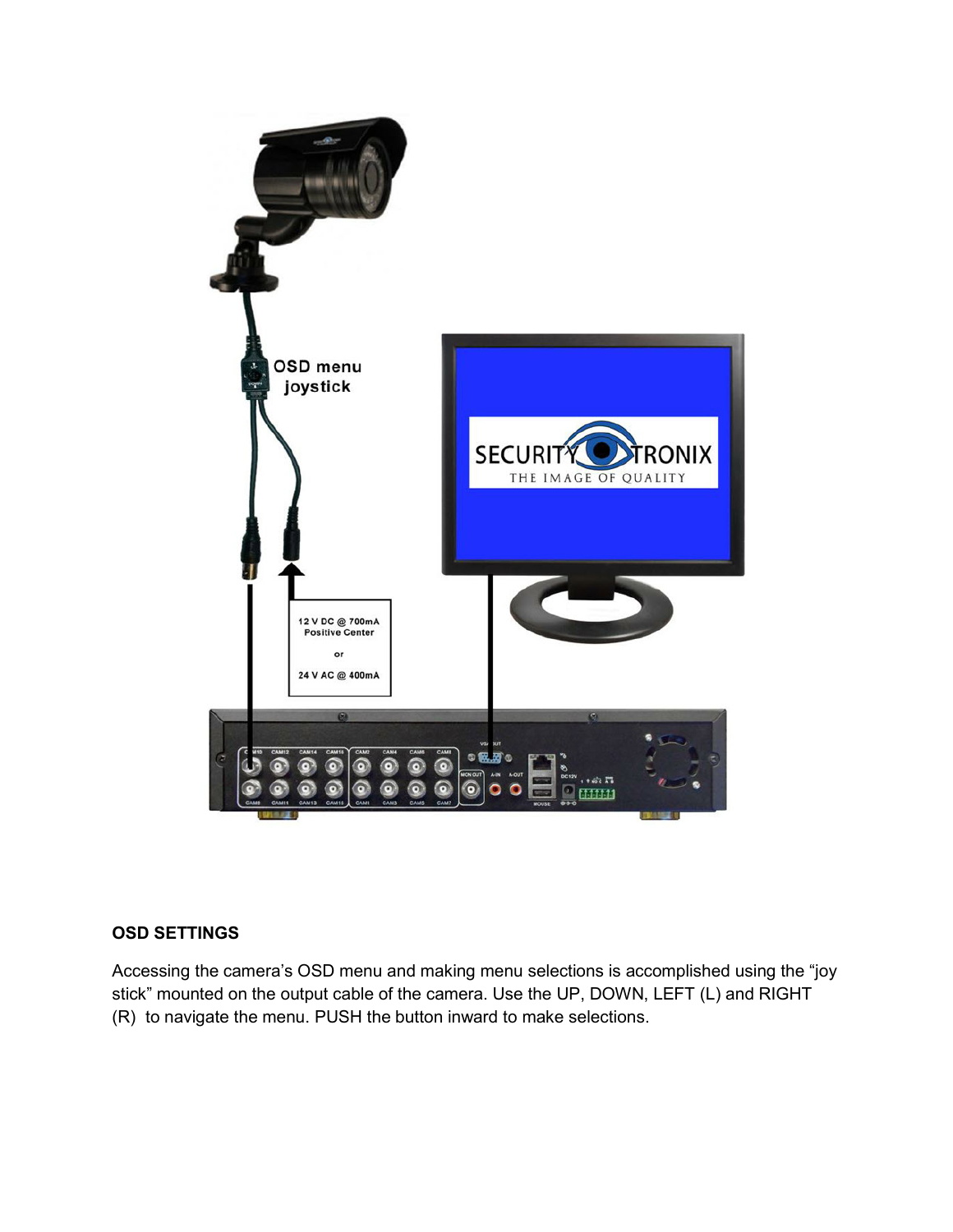## OSD SETTINGS

Accessing the camera's OSD menu and making menu selections is accomplished using the "joy stick" mounted on the output cable of the camera. Use the UP, DOWN, LEFT (L) and RIGHT (R) to navigate the menu. PUSH the button inward to make selections.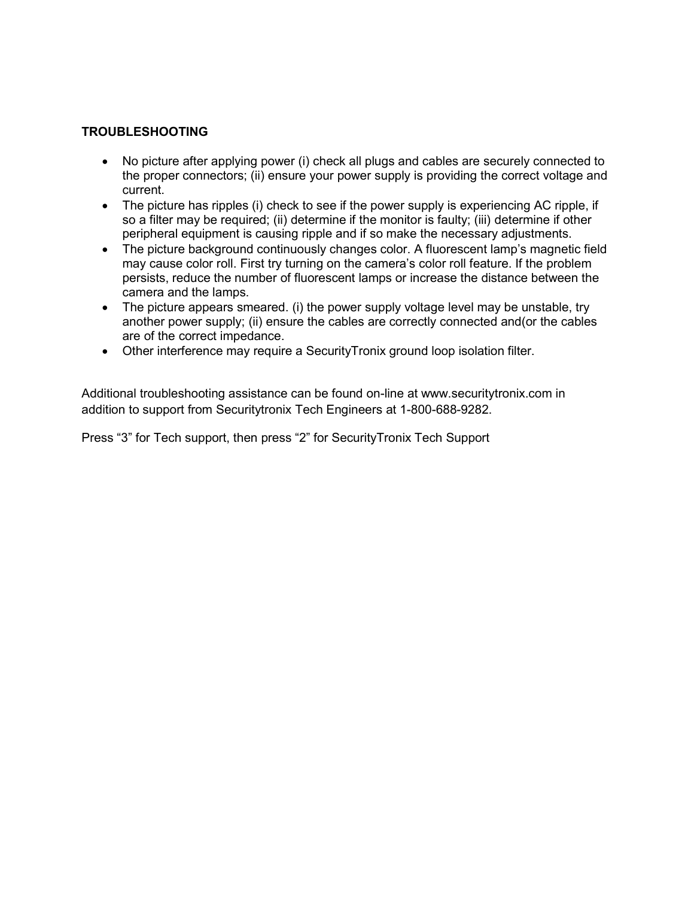## TROUBLESHOOTING

- No picture after applying power (i) check all plugs and cables are securely connected to the proper connectors; (ii) ensure your power supply is providing the correct voltage and current.
- The picture has ripples (i) check to see if the power supply is experiencing AC ripple, if so a filter may be required; (ii) determine if the monitor is faulty; (iii) determine if other peripheral equipment is causing ripple and if so make the necessary adjustments.
- The picture background continuously changes color. A fluorescent lamp's magnetic field may cause color roll. First try turning on the camera's color roll feature. If the problem persists, reduce the number of fluorescent lamps or increase the distance between the camera and the lamps.
- The picture appears smeared. (i) the power supply voltage level may be unstable, try another power supply; (ii) ensure the cables are correctly connected and(or the cables are of the correct impedance.
- Other interference may require a SecurityTronix ground loop isolation filter.

Additional troubleshooting assistance can be found on-line at www.securitytronix.com in addition to support from Securitytronix Tech Engineers at 1-800-688-9282.

Press "3" for Tech support, then press "2" for SecurityTronix Tech Support